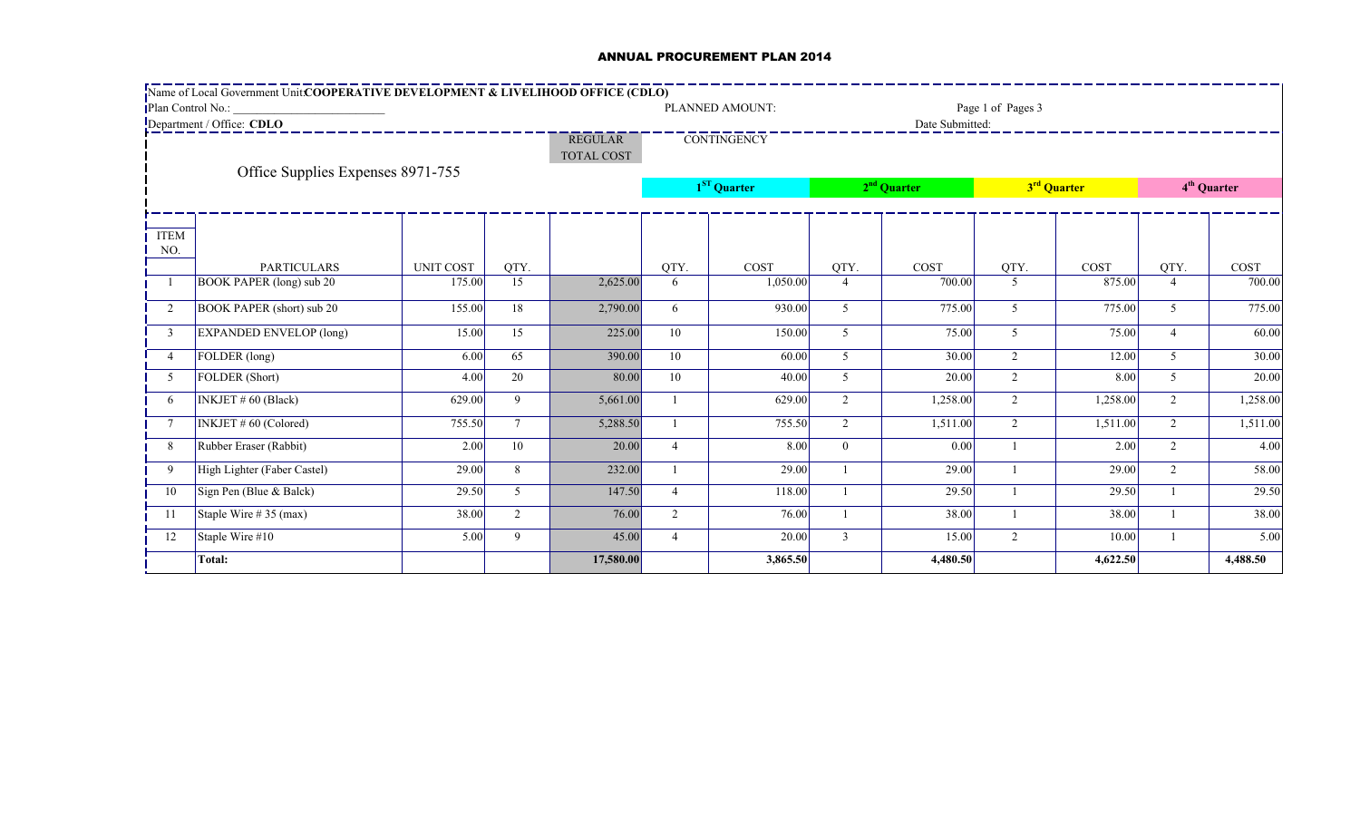# ANNUAL PROCUREMENT PLAN 2014

Name of Local Government Unit: **COOPERATIVE DEVELOPMENT & LIVELIHOOD OFFICE (CDLO)**

Plan Control No.: ____________________ PLANNED AMOUNT:

Department / Office: **CDLO** Date Submitted:

REGULAR TOTAL COST CONTINGENCY

Office Supplies Expenses 8971-755

| ITEM NO. | PARTICULARS | UNIT COST | QTY. | REGULAR TOTAL COST | 1ST Quarter | | 2nd Quarter | | 3rd Quarter | | 4th Quarter | |
|---|---|---|---|---|---|---|---|---|---|---|---|---|
| | | | | | QTY. | COST | QTY. | COST | QTY. | COST | QTY. | COST |
| 1 | BOOK PAPER (long) sub 20 | 175.00 | 15 | 2,625.00 | 6 | 1,050.00 | 4 | 700.00 | 5 | 875.00 | 4 | 700.00 |
| 2 | BOOK PAPER (short) sub 20 | 155.00 | 18 | 2,790.00 | 6 | 930.00 | 5 | 775.00 | 5 | 775.00 | 5 | 775.00 |
| 3 | EXPANDED ENVELOP (long) | 15.00 | 15 | 225.00 | 10 | 150.00 | 5 | 75.00 | 5 | 75.00 | 4 | 60.00 |
| 4 | FOLDER (long) | 6.00 | 65 | 390.00 | 10 | 60.00 | 5 | 30.00 | 2 | 12.00 | 5 | 30.00 |
| 5 | FOLDER (Short) | 4.00 | 20 | 80.00 | 10 | 40.00 | 5 | 20.00 | 2 | 8.00 | 5 | 20.00 |
| 6 | INKJET # 60 (Black) | 629.00 | 9 | 5,661.00 | 1 | 629.00 | 2 | 1,258.00 | 2 | 1,258.00 | 2 | 1,258.00 |
| 7 | INKJET # 60 (Colored) | 755.50 | 7 | 5,288.50 | 1 | 755.50 | 2 | 1,511.00 | 2 | 1,511.00 | 2 | 1,511.00 |
| 8 | Rubber Eraser (Rabbit) | 2.00 | 10 | 20.00 | 4 | 8.00 | 0 | 0.00 | 1 | 2.00 | 2 | 4.00 |
| 9 | High Lighter (Faber Castel) | 29.00 | 8 | 232.00 | 1 | 29.00 | 1 | 29.00 | 1 | 29.00 | 2 | 58.00 |
| 10 | Sign Pen (Blue & Balck) | 29.50 | 5 | 147.50 | 4 | 118.00 | 1 | 29.50 | 1 | 29.50 | 1 | 29.50 |
| 11 | Staple Wire # 35 (max) | 38.00 | 2 | 76.00 | 2 | 76.00 | 1 | 38.00 | 1 | 38.00 | 1 | 38.00 |
| 12 | Staple Wire #10 | 5.00 | 9 | 45.00 | 4 | 20.00 | 3 | 15.00 | 2 | 10.00 | 1 | 5.00 |
| | **Total:** | | | **17,580.00** | | **3,865.50** | | **4,480.50** | | **4,622.50** | | **4,488.50** |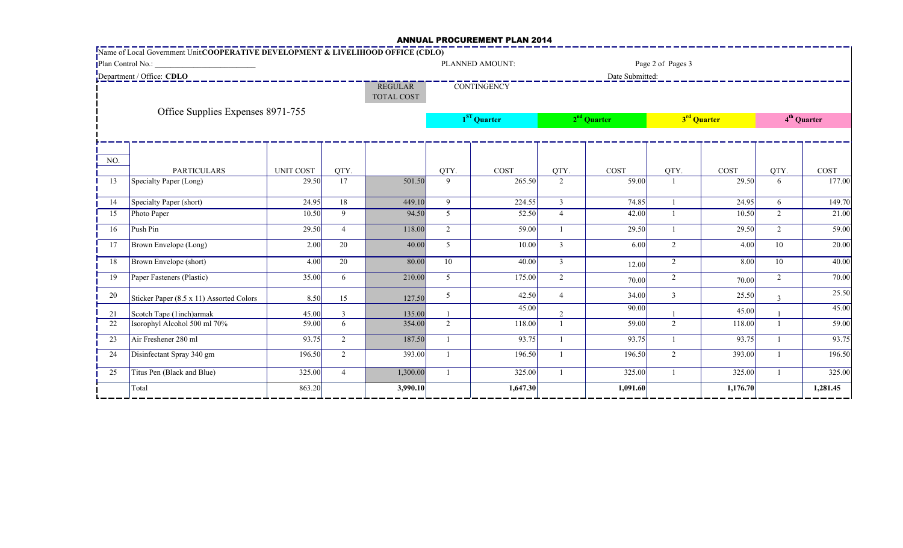# ANNUAL PROCUREMENT PLAN 2014

Name of Local Government Unit: **COOPERATIVE DEVELOPMENT & LIVELIHOOD OFFICE (CDLO)**

Plan Control No.: ___________________________ PLANNED AMOUNT: Page 2 of Pages 3

Department / Office: **CDLO** Date Submitted:

Office Supplies Expenses 8971-755

| NO. | PARTICULARS | UNIT COST | QTY. | REGULAR TOTAL COST | CONTINGENCY 1$^{ST}$ Quarter QTY. | COST | 2$^{nd}$ Quarter QTY. | COST | 3$^{rd}$ Quarter QTY. | COST | 4$^{th}$ Quarter QTY. | COST |
|---|---|---|---|---|---|---|---|---|---|---|---|---|
| 13 | Specialty Paper (Long) | 29.50 | 17 | 501.50 | 9 | 265.50 | 2 | 59.00 | 1 | 29.50 | 6 | 177.00 |
| 14 | Specialty Paper (short) | 24.95 | 18 | 449.10 | 9 | 224.55 | 3 | 74.85 | 1 | 24.95 | 6 | 149.70 |
| 15 | Photo Paper | 10.50 | 9 | 94.50 | 5 | 52.50 | 4 | 42.00 | 1 | 10.50 | 2 | 21.00 |
| 16 | Push Pin | 29.50 | 4 | 118.00 | 2 | 59.00 | 1 | 29.50 | 1 | 29.50 | 2 | 59.00 |
| 17 | Brown Envelope (Long) | 2.00 | 20 | 40.00 | 5 | 10.00 | 3 | 6.00 | 2 | 4.00 | 10 | 20.00 |
| 18 | Brown Envelope (short) | 4.00 | 20 | 80.00 | 10 | 40.00 | 3 | 12.00 | 2 | 8.00 | 10 | 40.00 |
| 19 | Paper Fasteners (Plastic) | 35.00 | 6 | 210.00 | 5 | 175.00 | 2 | 70.00 | 2 | 70.00 | 2 | 70.00 |
| 20 | Sticker Paper (8.5 x 11) Assorted Colors | 8.50 | 15 | 127.50 | 5 | 42.50 | 4 | 34.00 | 3 | 25.50 | 3 | 25.50 |
| 21 | Scotch Tape (1inch)armak | 45.00 | 3 | 135.00 | 1 | 45.00 | 2 | 90.00 | 1 | 45.00 | 1 | 45.00 |
| 22 | Isorophyl Alcohol 500 ml 70% | 59.00 | 6 | 354.00 | 2 | 118.00 | 1 | 59.00 | 2 | 118.00 | 1 | 59.00 |
| 23 | Air Freshener 280 ml | 93.75 | 2 | 187.50 | 1 | 93.75 | 1 | 93.75 | 1 | 93.75 | 1 | 93.75 |
| 24 | Disinfectant Spray 340 gm | 196.50 | 2 | 393.00 | 1 | 196.50 | 1 | 196.50 | 2 | 393.00 | 1 | 196.50 |
| 25 | Titus Pen (Black and Blue) | 325.00 | 4 | 1,300.00 | 1 | 325.00 | 1 | 325.00 | 1 | 325.00 | 1 | 325.00 |
| | Total | 863.20 | | **3,990.10** | | **1,647.30** | | **1,091.60** | | **1,176.70** | | **1,281.45** |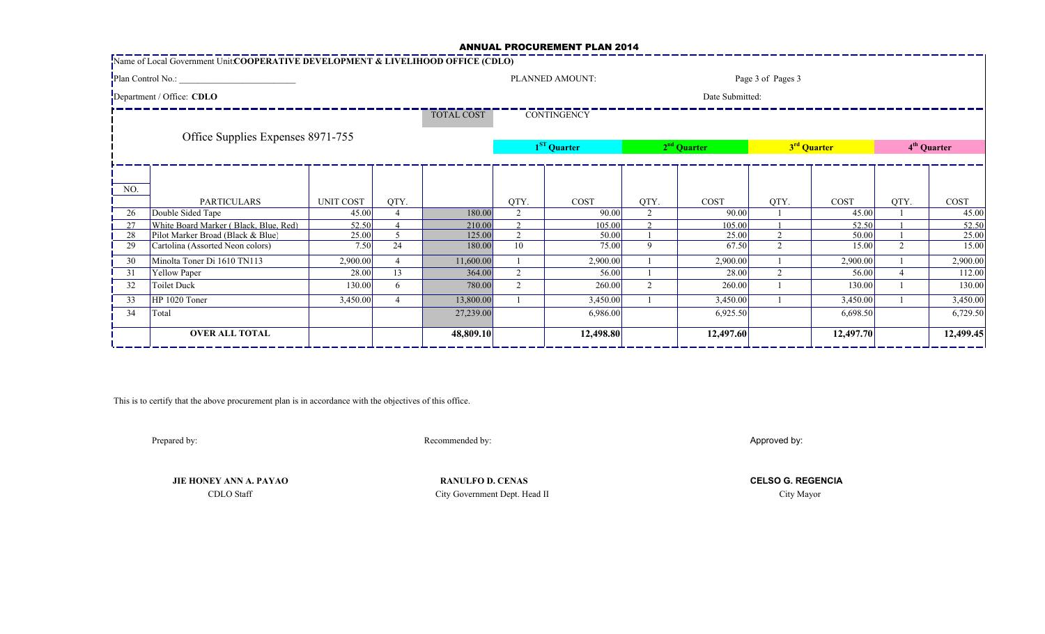# ANNUAL PROCUREMENT PLAN 2014

Name of Local Government Unit: **COOPERATIVE DEVELOPMENT & LIVELIHOOD OFFICE (CDLO)**

Plan Control No.: ________________________ PLANNED AMOUNT: Page 3 of Pages 3

Department / Office: **CDLO** Date Submitted:

| | Office Supplies Expenses 8971-755 | | | TOTAL COST | CONTINGENCY | | | | | | | |
|---|---|---|---|---|---|---|---|---|---|---|---|---|
| | | | | | 1ST Quarter | | 2nd Quarter | | 3rd Quarter | | 4th Quarter | |
| NO. | PARTICULARS | UNIT COST | QTY. | | QTY. | COST | QTY. | COST | QTY. | COST | QTY. | COST |
| 26 | Double Sided Tape | 45.00 | 4 | 180.00 | 2 | 90.00 | 2 | 90.00 | 1 | 45.00 | 1 | 45.00 |
| 27 | White Board Marker ( Black, Blue, Red) | 52.50 | 4 | 210.00 | 2 | 105.00 | 2 | 105.00 | 1 | 52.50 | 1 | 52.50 |
| 28 | Pilot Marker Broad (Black & Blue) | 25.00 | 5 | 125.00 | 2 | 50.00 | 1 | 25.00 | 2 | 50.00 | 1 | 25.00 |
| 29 | Cartolina (Assorted Neon colors) | 7.50 | 24 | 180.00 | 10 | 75.00 | 9 | 67.50 | 2 | 15.00 | 2 | 15.00 |
| 30 | Minolta Toner Di 1610 TN113 | 2,900.00 | 4 | 11,600.00 | 1 | 2,900.00 | 1 | 2,900.00 | 1 | 2,900.00 | 1 | 2,900.00 |
| 31 | Yellow Paper | 28.00 | 13 | 364.00 | 2 | 56.00 | 1 | 28.00 | 2 | 56.00 | 4 | 112.00 |
| 32 | Toilet Duck | 130.00 | 6 | 780.00 | 2 | 260.00 | 2 | 260.00 | 1 | 130.00 | 1 | 130.00 |
| 33 | HP 1020 Toner | 3,450.00 | 4 | 13,800.00 | 1 | 3,450.00 | 1 | 3,450.00 | 1 | 3,450.00 | 1 | 3,450.00 |
| 34 | Total | | | 27,239.00 | | 6,986.00 | | 6,925.50 | | 6,698.50 | | 6,729.50 |
| | **OVER ALL TOTAL** | | | **48,809.10** | | **12,498.80** | | **12,497.60** | | **12,497.70** | | **12,499.45** |

This is to certify that the above procurement plan is in accordance with the objectives of this office.

Prepared by: Recommended by: Approved by:

**JIE HONEY ANN A. PAYAO**
CDLO Staff

**RANULFO D. CENAS**
City Government Dept. Head II

**CELSO G. REGENCIA**
City Mayor